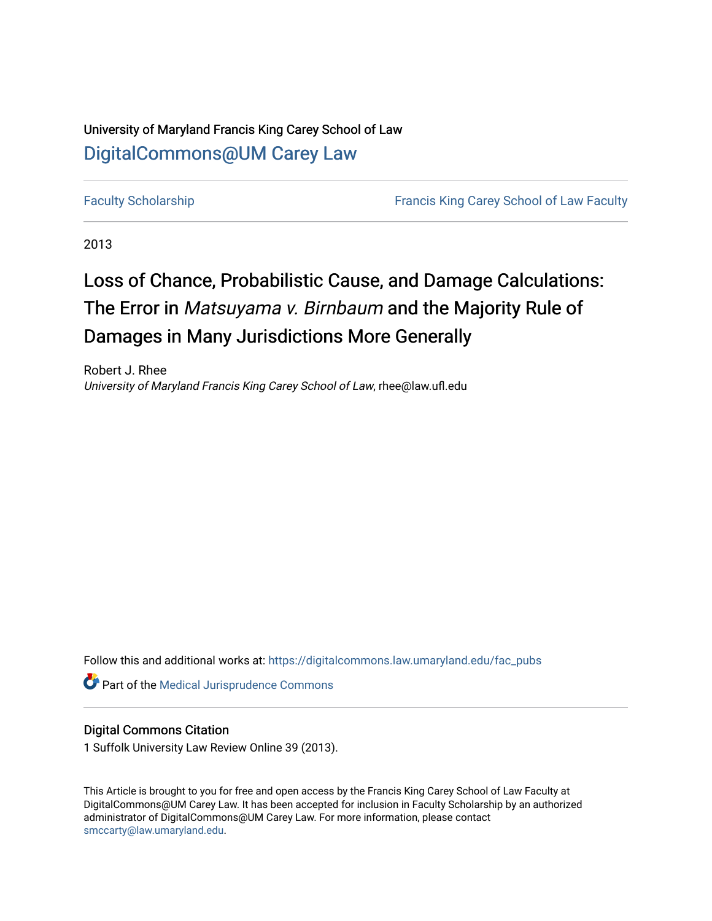University of Maryland Francis King Carey School of Law

DigitalCommons@UM Carey Law

Faculty Scholarship | Francis King Carey School of Law Faculty

2013

# Loss of Chance, Probabilistic Cause, and Damage Calculations: The Error in *Matsuyama v. Birnbaum* and the Majority Rule of Damages in Many Jurisdictions More Generally

Robert J. Rhee
*University of Maryland Francis King Carey School of Law*, rhee@law.ufl.edu

Follow this and additional works at: https://digitalcommons.law.umaryland.edu/fac_pubs

Part of the Medical Jurisprudence Commons

## Digital Commons Citation

1 Suffolk University Law Review Online 39 (2013).

This Article is brought to you for free and open access by the Francis King Carey School of Law Faculty at DigitalCommons@UM Carey Law. It has been accepted for inclusion in Faculty Scholarship by an authorized administrator of DigitalCommons@UM Carey Law. For more information, please contact smccarty@law.umaryland.edu.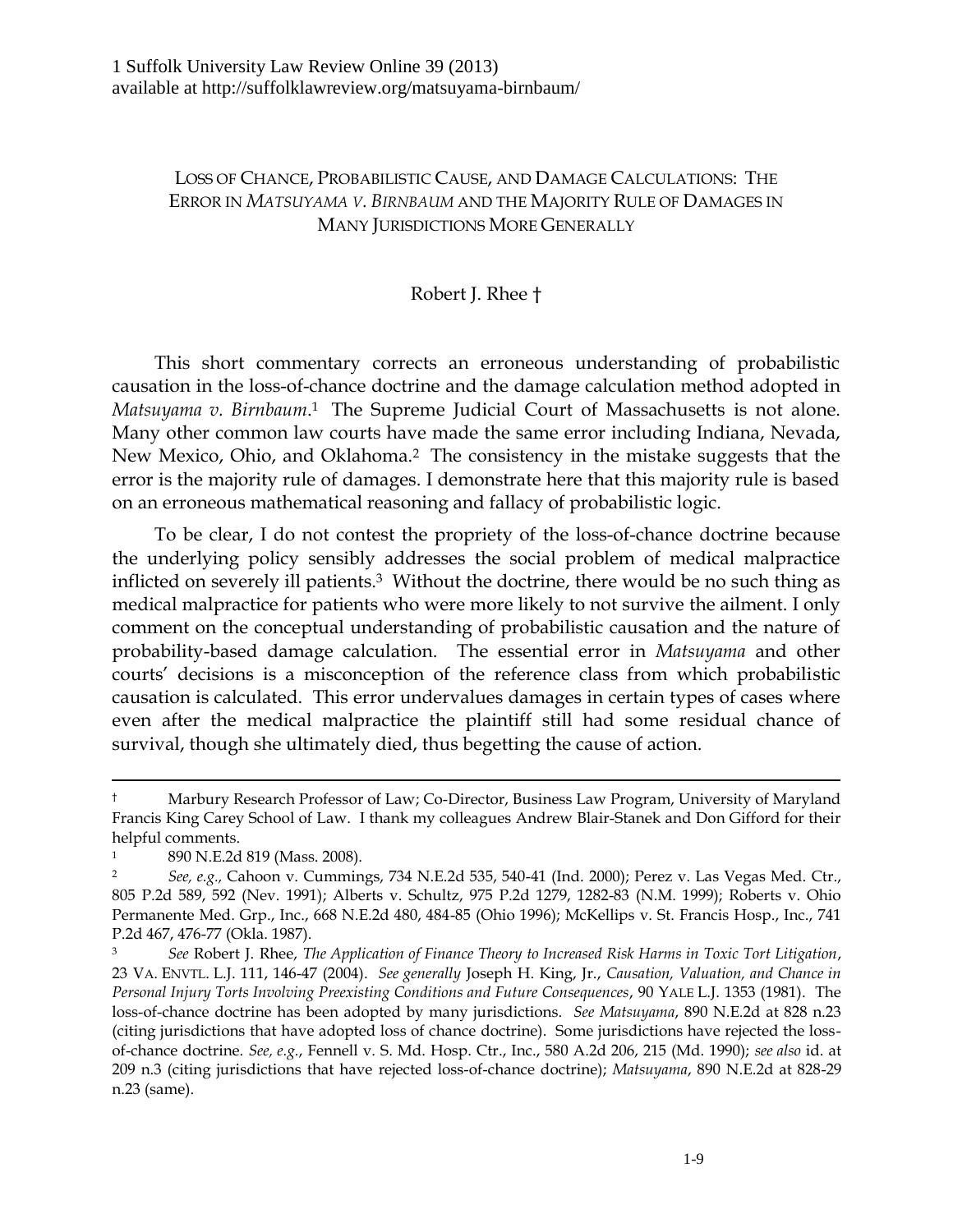LOSS OF CHANCE, PROBABILISTIC CAUSE, AND DAMAGE CALCULATIONS: THE ERROR IN *MATSUYAMA V. BIRNBAUM* AND THE MAJORITY RULE OF DAMAGES IN MANY JURISDICTIONS MORE GENERALLY

Robert J. Rhee †

This short commentary corrects an erroneous understanding of probabilistic causation in the loss-of-chance doctrine and the damage calculation method adopted in *Matsuyama v. Birnbaum*.[1] The Supreme Judicial Court of Massachusetts is not alone. Many other common law courts have made the same error including Indiana, Nevada, New Mexico, Ohio, and Oklahoma.[2] The consistency in the mistake suggests that the error is the majority rule of damages. I demonstrate here that this majority rule is based on an erroneous mathematical reasoning and fallacy of probabilistic logic.

To be clear, I do not contest the propriety of the loss-of-chance doctrine because the underlying policy sensibly addresses the social problem of medical malpractice inflicted on severely ill patients.[3] Without the doctrine, there would be no such thing as medical malpractice for patients who were more likely to not survive the ailment. I only comment on the conceptual understanding of probabilistic causation and the nature of probability-based damage calculation. The essential error in *Matsuyama* and other courts' decisions is a misconception of the reference class from which probabilistic causation is calculated. This error undervalues damages in certain types of cases where even after the medical malpractice the plaintiff still had some residual chance of survival, though she ultimately died, thus begetting the cause of action.

---

† Marbury Research Professor of Law; Co-Director, Business Law Program, University of Maryland Francis King Carey School of Law. I thank my colleagues Andrew Blair-Stanek and Don Gifford for their helpful comments.

[1] 890 N.E.2d 819 (Mass. 2008).

[2] *See, e.g.,* Cahoon v. Cummings, 734 N.E.2d 535, 540-41 (Ind. 2000); Perez v. Las Vegas Med. Ctr., 805 P.2d 589, 592 (Nev. 1991); Alberts v. Schultz, 975 P.2d 1279, 1282-83 (N.M. 1999); Roberts v. Ohio Permanente Med. Grp., Inc., 668 N.E.2d 480, 484-85 (Ohio 1996); McKellips v. St. Francis Hosp., Inc., 741 P.2d 467, 476-77 (Okla. 1987).

[3] *See* Robert J. Rhee, *The Application of Finance Theory to Increased Risk Harms in Toxic Tort Litigation*, 23 VA. ENVTL. L.J. 111, 146-47 (2004). *See generally* Joseph H. King, Jr., *Causation, Valuation, and Chance in Personal Injury Torts Involving Preexisting Conditions and Future Consequences*, 90 YALE L.J. 1353 (1981). The loss-of-chance doctrine has been adopted by many jurisdictions. *See Matsuyama*, 890 N.E.2d at 828 n.23 (citing jurisdictions that have adopted loss of chance doctrine). Some jurisdictions have rejected the loss-of-chance doctrine. *See, e.g.*, Fennell v. S. Md. Hosp. Ctr., Inc., 580 A.2d 206, 215 (Md. 1990); *see also* id. at 209 n.3 (citing jurisdictions that have rejected loss-of-chance doctrine); *Matsuyama*, 890 N.E.2d at 828-29 n.23 (same).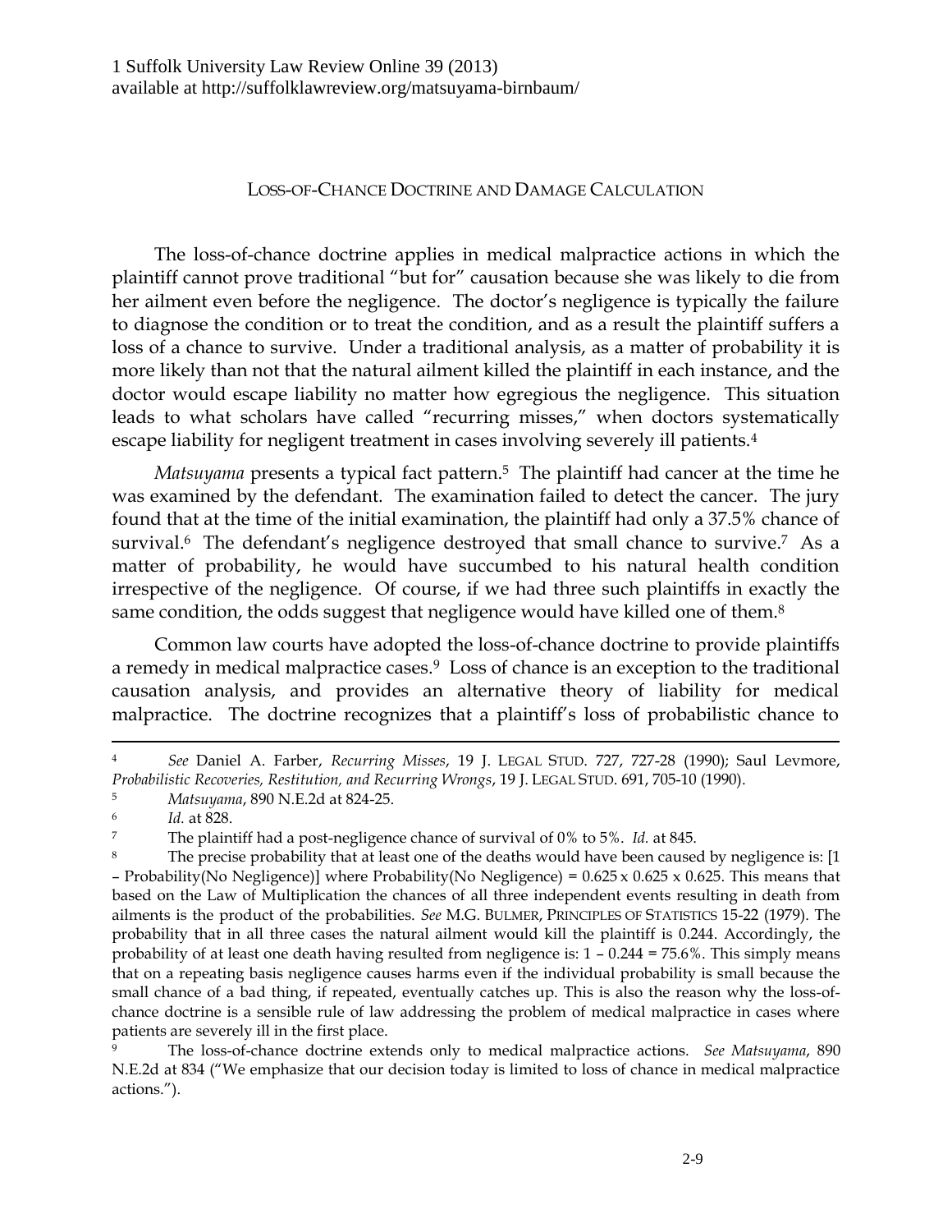## LOSS-OF-CHANCE DOCTRINE AND DAMAGE CALCULATION

The loss-of-chance doctrine applies in medical malpractice actions in which the plaintiff cannot prove traditional "but for" causation because she was likely to die from her ailment even before the negligence. The doctor's negligence is typically the failure to diagnose the condition or to treat the condition, and as a result the plaintiff suffers a loss of a chance to survive. Under a traditional analysis, as a matter of probability it is more likely than not that the natural ailment killed the plaintiff in each instance, and the doctor would escape liability no matter how egregious the negligence. This situation leads to what scholars have called "recurring misses," when doctors systematically escape liability for negligent treatment in cases involving severely ill patients.[4]

*Matsuyama* presents a typical fact pattern.[5] The plaintiff had cancer at the time he was examined by the defendant. The examination failed to detect the cancer. The jury found that at the time of the initial examination, the plaintiff had only a 37.5% chance of survival.[6] The defendant's negligence destroyed that small chance to survive.[7] As a matter of probability, he would have succumbed to his natural health condition irrespective of the negligence. Of course, if we had three such plaintiffs in exactly the same condition, the odds suggest that negligence would have killed one of them.[8]

Common law courts have adopted the loss-of-chance doctrine to provide plaintiffs a remedy in medical malpractice cases.[9] Loss of chance is an exception to the traditional causation analysis, and provides an alternative theory of liability for medical malpractice. The doctrine recognizes that a plaintiff's loss of probabilistic chance to

---

[4] *See* Daniel A. Farber, *Recurring Misses*, 19 J. LEGAL STUD. 727, 727-28 (1990); Saul Levmore, *Probabilistic Recoveries, Restitution, and Recurring Wrongs*, 19 J. LEGAL STUD. 691, 705-10 (1990).

[5] *Matsuyama*, 890 N.E.2d at 824-25.

[6] *Id.* at 828.

[7] The plaintiff had a post-negligence chance of survival of 0% to 5%. *Id.* at 845.

[8] The precise probability that at least one of the deaths would have been caused by negligence is: [1 – Probability(No Negligence)] where Probability(No Negligence) = 0.625 x 0.625 x 0.625. This means that based on the Law of Multiplication the chances of all three independent events resulting in death from ailments is the product of the probabilities. *See* M.G. BULMER, PRINCIPLES OF STATISTICS 15-22 (1979). The probability that in all three cases the natural ailment would kill the plaintiff is 0.244. Accordingly, the probability of at least one death having resulted from negligence is: 1 – 0.244 = 75.6%. This simply means that on a repeating basis negligence causes harms even if the individual probability is small because the small chance of a bad thing, if repeated, eventually catches up. This is also the reason why the loss-of-chance doctrine is a sensible rule of law addressing the problem of medical malpractice in cases where patients are severely ill in the first place.

[9] The loss-of-chance doctrine extends only to medical malpractice actions. *See Matsuyama*, 890 N.E.2d at 834 ("We emphasize that our decision today is limited to loss of chance in medical malpractice actions.").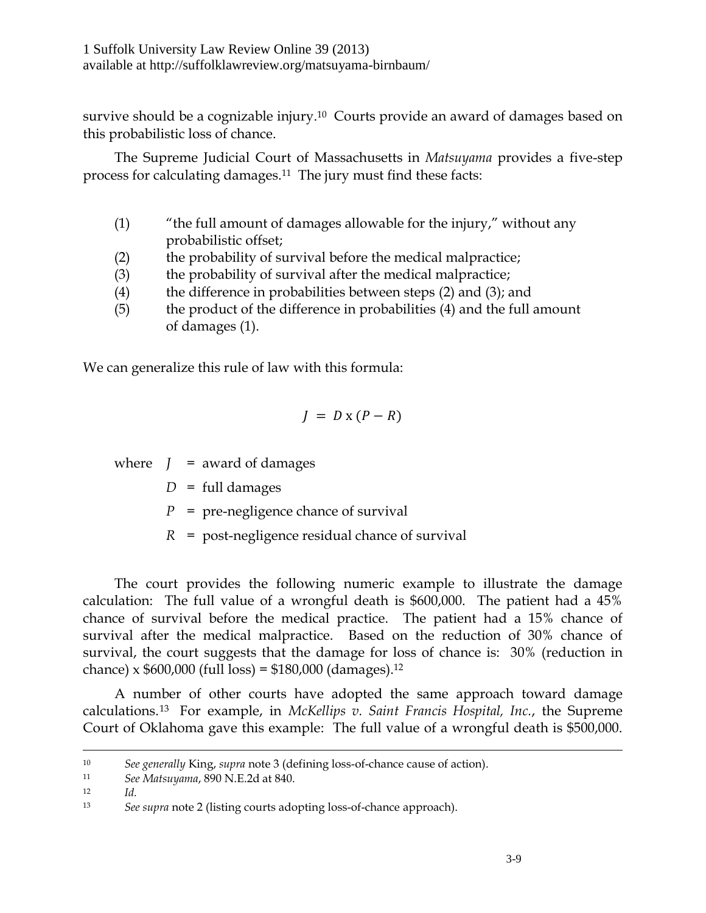survive should be a cognizable injury.[10] Courts provide an award of damages based on this probabilistic loss of chance.

The Supreme Judicial Court of Massachusetts in *Matsuyama* provides a five-step process for calculating damages.[11] The jury must find these facts:

(1) "the full amount of damages allowable for the injury," without any probabilistic offset;
(2) the probability of survival before the medical malpractice;
(3) the probability of survival after the medical malpractice;
(4) the difference in probabilities between steps (2) and (3); and
(5) the product of the difference in probabilities (4) and the full amount of damages (1).

We can generalize this rule of law with this formula:

$$J = D \text{ x } (P - R)$$

where $J$ = award of damages

$D$ = full damages

$P$ = pre-negligence chance of survival

$R$ = post-negligence residual chance of survival

The court provides the following numeric example to illustrate the damage calculation: The full value of a wrongful death is $600,000. The patient had a 45% chance of survival before the medical practice. The patient had a 15% chance of survival after the medical malpractice. Based on the reduction of 30% chance of survival, the court suggests that the damage for loss of chance is: 30% (reduction in chance) x $600,000 (full loss) = $180,000 (damages).[12]

A number of other courts have adopted the same approach toward damage calculations.[13] For example, in *McKellips v. Saint Francis Hospital, Inc.*, the Supreme Court of Oklahoma gave this example: The full value of a wrongful death is $500,000.

---

[10] *See generally* King, *supra* note 3 (defining loss-of-chance cause of action).

[11] *See Matsuyama*, 890 N.E.2d at 840.

[12] *Id.*

[13] *See supra* note 2 (listing courts adopting loss-of-chance approach).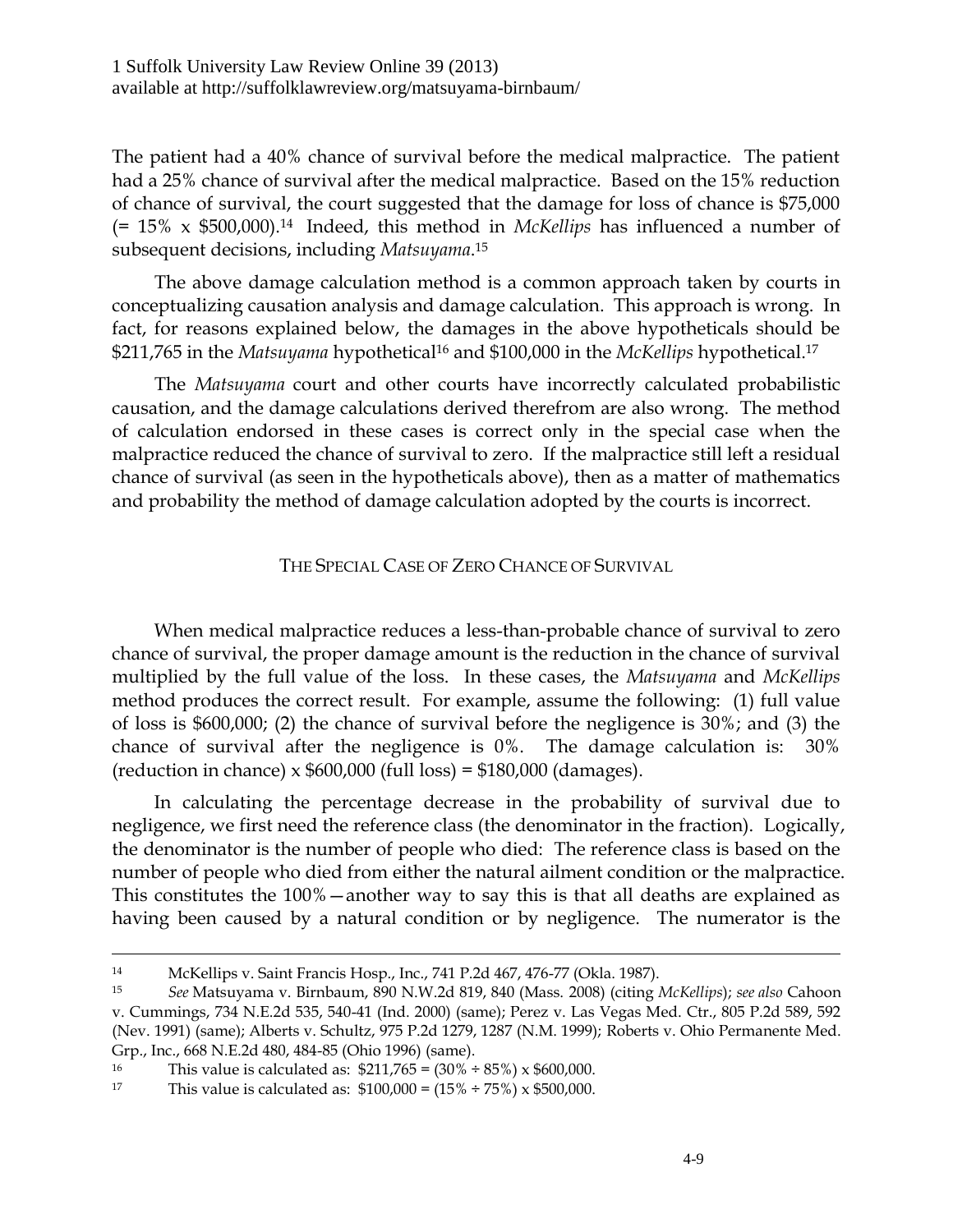The patient had a 40% chance of survival before the medical malpractice. The patient had a 25% chance of survival after the medical malpractice. Based on the 15% reduction of chance of survival, the court suggested that the damage for loss of chance is $75,000 (= 15% x $500,000).[14] Indeed, this method in *McKellips* has influenced a number of subsequent decisions, including *Matsuyama*.[15]

The above damage calculation method is a common approach taken by courts in conceptualizing causation analysis and damage calculation. This approach is wrong. In fact, for reasons explained below, the damages in the above hypotheticals should be $211,765 in the *Matsuyama* hypothetical[16] and $100,000 in the *McKellips* hypothetical.[17]

The *Matsuyama* court and other courts have incorrectly calculated probabilistic causation, and the damage calculations derived therefrom are also wrong. The method of calculation endorsed in these cases is correct only in the special case when the malpractice reduced the chance of survival to zero. If the malpractice still left a residual chance of survival (as seen in the hypotheticals above), then as a matter of mathematics and probability the method of damage calculation adopted by the courts is incorrect.

## THE SPECIAL CASE OF ZERO CHANCE OF SURVIVAL

When medical malpractice reduces a less-than-probable chance of survival to zero chance of survival, the proper damage amount is the reduction in the chance of survival multiplied by the full value of the loss. In these cases, the *Matsuyama* and *McKellips* method produces the correct result. For example, assume the following: (1) full value of loss is $600,000; (2) the chance of survival before the negligence is 30%; and (3) the chance of survival after the negligence is 0%. The damage calculation is: 30% (reduction in chance) x $600,000 (full loss) = $180,000 (damages).

In calculating the percentage decrease in the probability of survival due to negligence, we first need the reference class (the denominator in the fraction). Logically, the denominator is the number of people who died: The reference class is based on the number of people who died from either the natural ailment condition or the malpractice. This constitutes the 100%—another way to say this is that all deaths are explained as having been caused by a natural condition or by negligence. The numerator is the

---

[14] McKellips v. Saint Francis Hosp., Inc., 741 P.2d 467, 476-77 (Okla. 1987).

[15] *See* Matsuyama v. Birnbaum, 890 N.W.2d 819, 840 (Mass. 2008) (citing *McKellips*); *see also* Cahoon v. Cummings, 734 N.E.2d 535, 540-41 (Ind. 2000) (same); Perez v. Las Vegas Med. Ctr., 805 P.2d 589, 592 (Nev. 1991) (same); Alberts v. Schultz, 975 P.2d 1279, 1287 (N.M. 1999); Roberts v. Ohio Permanente Med. Grp., Inc., 668 N.E.2d 480, 484-85 (Ohio 1996) (same).

[16] This value is calculated as: $211,765 = (30% ÷ 85%) x $600,000.

[17] This value is calculated as: $100,000 = (15% ÷ 75%) x $500,000.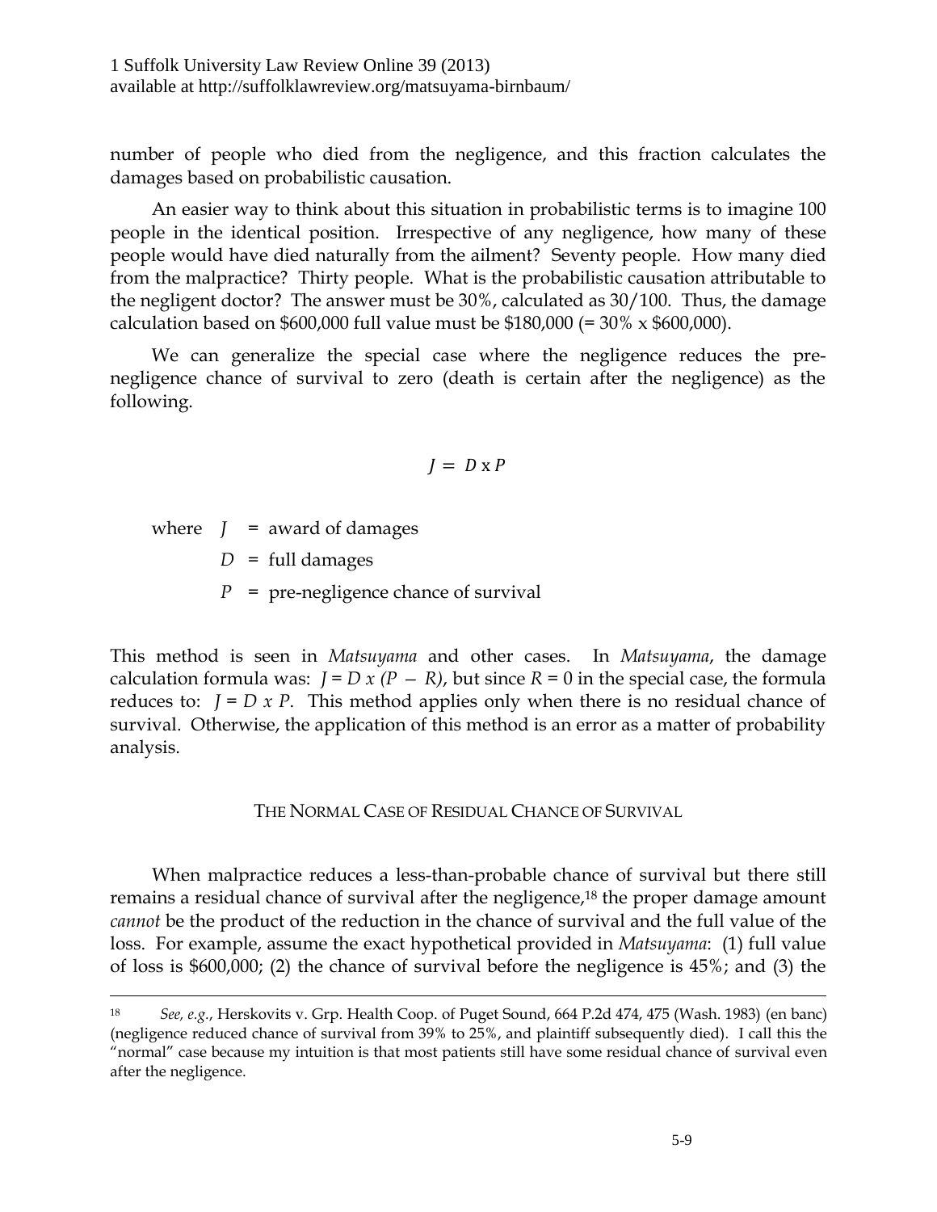number of people who died from the negligence, and this fraction calculates the damages based on probabilistic causation.

An easier way to think about this situation in probabilistic terms is to imagine 100 people in the identical position. Irrespective of any negligence, how many of these people would have died naturally from the ailment? Seventy people. How many died from the malpractice? Thirty people. What is the probabilistic causation attributable to the negligent doctor? The answer must be 30%, calculated as 30/100. Thus, the damage calculation based on $600,000 full value must be $180,000 (= 30% x $600,000).

We can generalize the special case where the negligence reduces the pre-negligence chance of survival to zero (death is certain after the negligence) as the following.

$$J = D \times P$$

where $J$ = award of damages

$D$ = full damages

$P$ = pre-negligence chance of survival

This method is seen in *Matsuyama* and other cases. In *Matsuyama*, the damage calculation formula was: $J = D \times (P - R)$, but since $R = 0$ in the special case, the formula reduces to: $J = D \times P$. This method applies only when there is no residual chance of survival. Otherwise, the application of this method is an error as a matter of probability analysis.

## The Normal Case of Residual Chance of Survival

When malpractice reduces a less-than-probable chance of survival but there still remains a residual chance of survival after the negligence,[18] the proper damage amount *cannot* be the product of the reduction in the chance of survival and the full value of the loss. For example, assume the exact hypothetical provided in *Matsuyama*: (1) full value of loss is $600,000; (2) the chance of survival before the negligence is 45%; and (3) the

---

[18] *See, e.g.*, Herskovits v. Grp. Health Coop. of Puget Sound, 664 P.2d 474, 475 (Wash. 1983) (en banc) (negligence reduced chance of survival from 39% to 25%, and plaintiff subsequently died). I call this the "normal" case because my intuition is that most patients still have some residual chance of survival even after the negligence.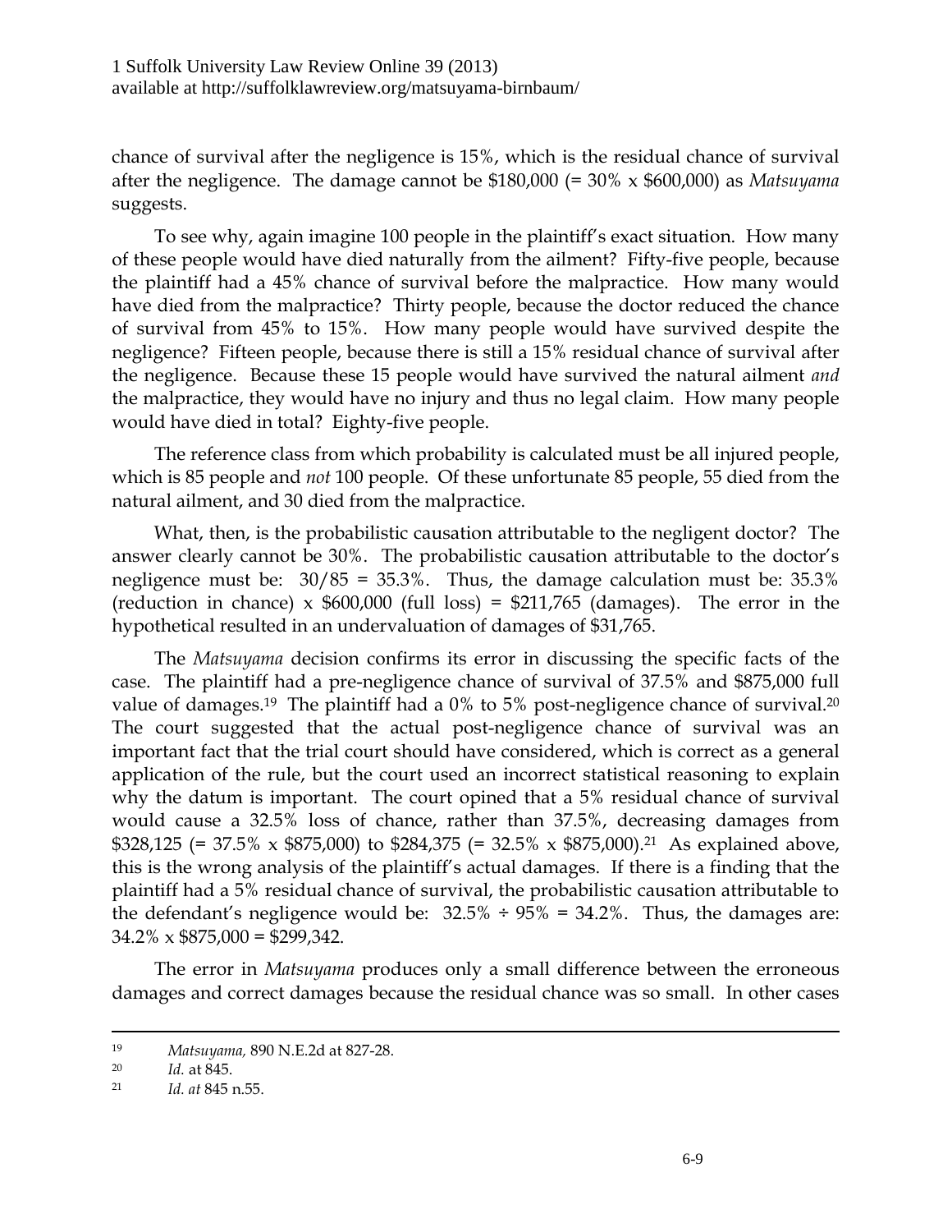chance of survival after the negligence is 15%, which is the residual chance of survival after the negligence. The damage cannot be \$180,000 (= 30% x \$600,000) as *Matsuyama* suggests.

To see why, again imagine 100 people in the plaintiff's exact situation. How many of these people would have died naturally from the ailment? Fifty-five people, because the plaintiff had a 45% chance of survival before the malpractice. How many would have died from the malpractice? Thirty people, because the doctor reduced the chance of survival from 45% to 15%. How many people would have survived despite the negligence? Fifteen people, because there is still a 15% residual chance of survival after the negligence. Because these 15 people would have survived the natural ailment *and* the malpractice, they would have no injury and thus no legal claim. How many people would have died in total? Eighty-five people.

The reference class from which probability is calculated must be all injured people, which is 85 people and *not* 100 people. Of these unfortunate 85 people, 55 died from the natural ailment, and 30 died from the malpractice.

What, then, is the probabilistic causation attributable to the negligent doctor? The answer clearly cannot be 30%. The probabilistic causation attributable to the doctor's negligence must be: 30/85 = 35.3%. Thus, the damage calculation must be: 35.3% (reduction in chance) x \$600,000 (full loss) = \$211,765 (damages). The error in the hypothetical resulted in an undervaluation of damages of \$31,765.

The *Matsuyama* decision confirms its error in discussing the specific facts of the case. The plaintiff had a pre-negligence chance of survival of 37.5% and \$875,000 full value of damages.[19] The plaintiff had a 0% to 5% post-negligence chance of survival.[20] The court suggested that the actual post-negligence chance of survival was an important fact that the trial court should have considered, which is correct as a general application of the rule, but the court used an incorrect statistical reasoning to explain why the datum is important. The court opined that a 5% residual chance of survival would cause a 32.5% loss of chance, rather than 37.5%, decreasing damages from \$328,125 (= 37.5% x \$875,000) to \$284,375 (= 32.5% x \$875,000).[21] As explained above, this is the wrong analysis of the plaintiff's actual damages. If there is a finding that the plaintiff had a 5% residual chance of survival, the probabilistic causation attributable to the defendant's negligence would be: 32.5% ÷ 95% = 34.2%. Thus, the damages are: 34.2% x \$875,000 = \$299,342.

The error in *Matsuyama* produces only a small difference between the erroneous damages and correct damages because the residual chance was so small. In other cases

---

[19] *Matsuyama,* 890 N.E.2d at 827-28.

[20] *Id.* at 845.

[21] *Id. at* 845 n.55.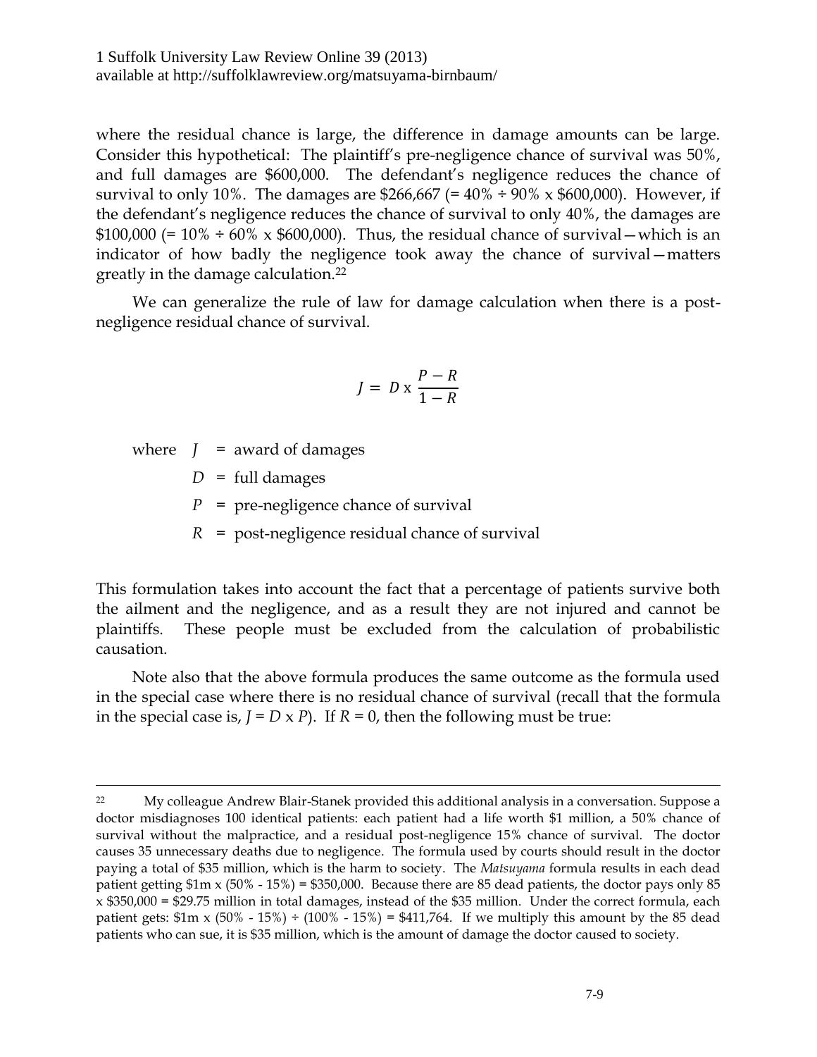where the residual chance is large, the difference in damage amounts can be large. Consider this hypothetical: The plaintiff's pre-negligence chance of survival was 50%, and full damages are \$600,000. The defendant's negligence reduces the chance of survival to only 10%. The damages are \$266,667 (= 40% ÷ 90% x \$600,000). However, if the defendant's negligence reduces the chance of survival to only 40%, the damages are \$100,000 (= 10% ÷ 60% x \$600,000). Thus, the residual chance of survival—which is an indicator of how badly the negligence took away the chance of survival—matters greatly in the damage calculation.[22]

We can generalize the rule of law for damage calculation when there is a post-negligence residual chance of survival.

$$J = D \text{ x } \frac{P - R}{1 - R}$$

where $J$ = award of damages

$D$ = full damages

$P$ = pre-negligence chance of survival

$R$ = post-negligence residual chance of survival

This formulation takes into account the fact that a percentage of patients survive both the ailment and the negligence, and as a result they are not injured and cannot be plaintiffs. These people must be excluded from the calculation of probabilistic causation.

Note also that the above formula produces the same outcome as the formula used in the special case where there is no residual chance of survival (recall that the formula in the special case is, $J = D \text{ x } P$). If $R = 0$, then the following must be true:

---

[22] My colleague Andrew Blair-Stanek provided this additional analysis in a conversation. Suppose a doctor misdiagnoses 100 identical patients: each patient had a life worth \$1 million, a 50% chance of survival without the malpractice, and a residual post-negligence 15% chance of survival. The doctor causes 35 unnecessary deaths due to negligence. The formula used by courts should result in the doctor paying a total of \$35 million, which is the harm to society. The *Matsuyama* formula results in each dead patient getting \$1m x (50% - 15%) = \$350,000. Because there are 85 dead patients, the doctor pays only 85 x \$350,000 = \$29.75 million in total damages, instead of the \$35 million. Under the correct formula, each patient gets: \$1m x (50% - 15%) ÷ (100% - 15%) = \$411,764. If we multiply this amount by the 85 dead patients who can sue, it is \$35 million, which is the amount of damage the doctor caused to society.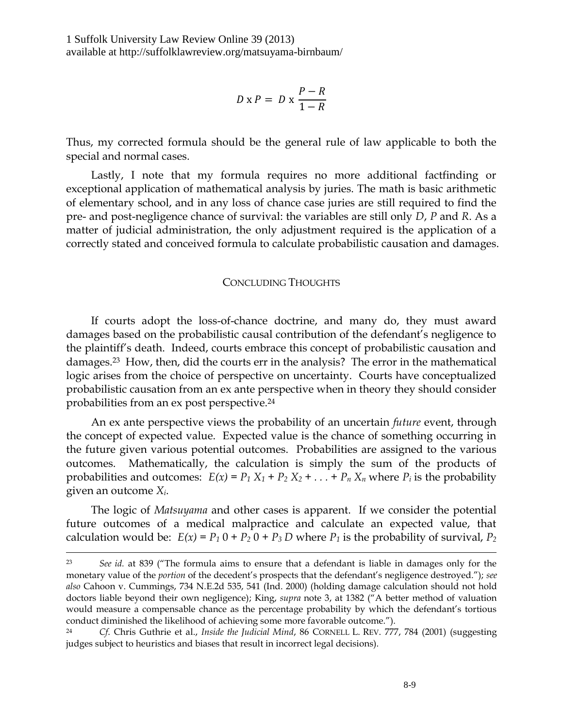$$D \text{ x } P = D \text{ x } \frac{P - R}{1 - R}$$

Thus, my corrected formula should be the general rule of law applicable to both the special and normal cases.

Lastly, I note that my formula requires no more additional factfinding or exceptional application of mathematical analysis by juries. The math is basic arithmetic of elementary school, and in any loss of chance case juries are still required to find the pre- and post-negligence chance of survival: the variables are still only $D$, $P$ and $R$. As a matter of judicial administration, the only adjustment required is the application of a correctly stated and conceived formula to calculate probabilistic causation and damages.

## CONCLUDING THOUGHTS

If courts adopt the loss-of-chance doctrine, and many do, they must award damages based on the probabilistic causal contribution of the defendant's negligence to the plaintiff's death. Indeed, courts embrace this concept of probabilistic causation and damages.[23] How, then, did the courts err in the analysis? The error in the mathematical logic arises from the choice of perspective on uncertainty. Courts have conceptualized probabilistic causation from an ex ante perspective when in theory they should consider probabilities from an ex post perspective.[24]

An ex ante perspective views the probability of an uncertain *future* event, through the concept of expected value. Expected value is the chance of something occurring in the future given various potential outcomes. Probabilities are assigned to the various outcomes. Mathematically, the calculation is simply the sum of the products of probabilities and outcomes: $E(x) = P_1 X_1 + P_2 X_2 + \ldots + P_n X_n$ where $P_i$ is the probability given an outcome $X_i$.

The logic of *Matsuyama* and other cases is apparent. If we consider the potential future outcomes of a medical malpractice and calculate an expected value, that calculation would be: $E(x) = P_1 0 + P_2 0 + P_3 D$ where $P_1$ is the probability of survival, $P_2$

---

[23] *See id.* at 839 ("The formula aims to ensure that a defendant is liable in damages only for the monetary value of the *portion* of the decedent's prospects that the defendant's negligence destroyed."); *see also* Cahoon v. Cummings, 734 N.E.2d 535, 541 (Ind. 2000) (holding damage calculation should not hold doctors liable beyond their own negligence); King, *supra* note 3, at 1382 ("A better method of valuation would measure a compensable chance as the percentage probability by which the defendant's tortious conduct diminished the likelihood of achieving some more favorable outcome.").

[24] *Cf.* Chris Guthrie et al., *Inside the Judicial Mind*, 86 CORNELL L. REV. 777, 784 (2001) (suggesting judges subject to heuristics and biases that result in incorrect legal decisions).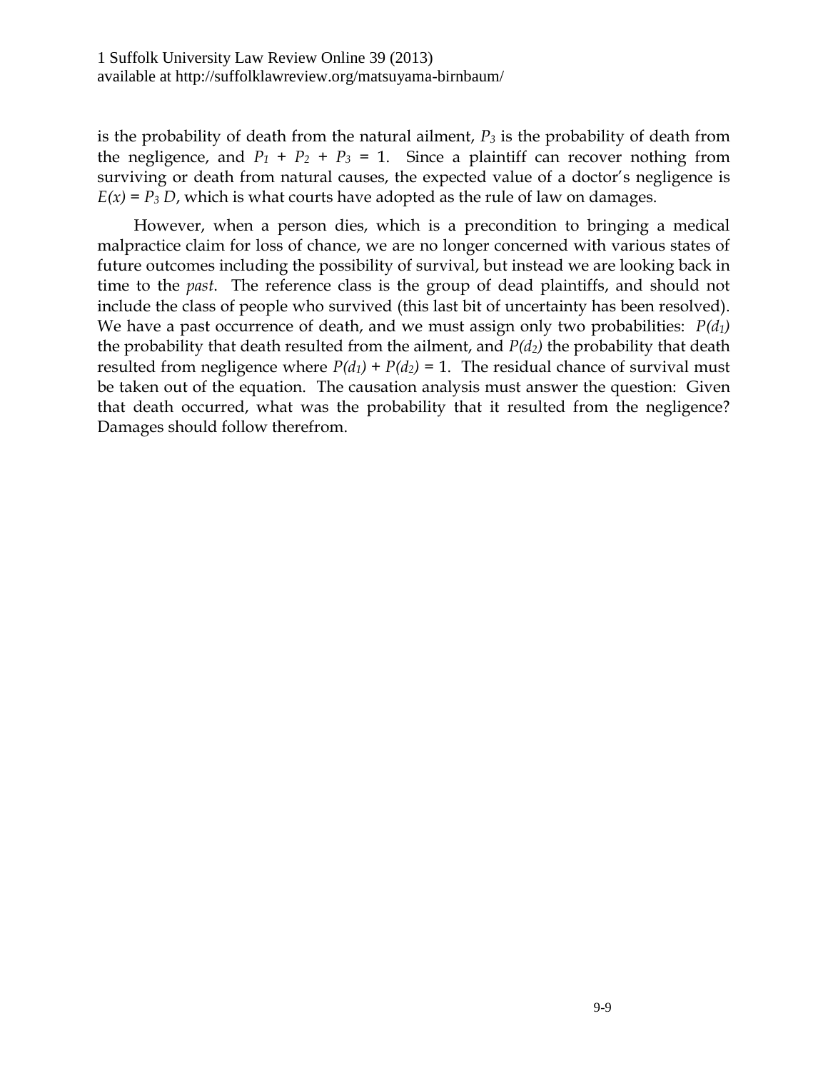is the probability of death from the natural ailment, $P_3$ is the probability of death from the negligence, and $P_1 + P_2 + P_3 = 1$. Since a plaintiff can recover nothing from surviving or death from natural causes, the expected value of a doctor's negligence is $E(x) = P_3 D$, which is what courts have adopted as the rule of law on damages.

However, when a person dies, which is a precondition to bringing a medical malpractice claim for loss of chance, we are no longer concerned with various states of future outcomes including the possibility of survival, but instead we are looking back in time to the *past*. The reference class is the group of dead plaintiffs, and should not include the class of people who survived (this last bit of uncertainty has been resolved). We have a past occurrence of death, and we must assign only two probabilities: $P(d_1)$ the probability that death resulted from the ailment, and $P(d_2)$ the probability that death resulted from negligence where $P(d_1) + P(d_2) = 1$. The residual chance of survival must be taken out of the equation. The causation analysis must answer the question: Given that death occurred, what was the probability that it resulted from the negligence? Damages should follow therefrom.